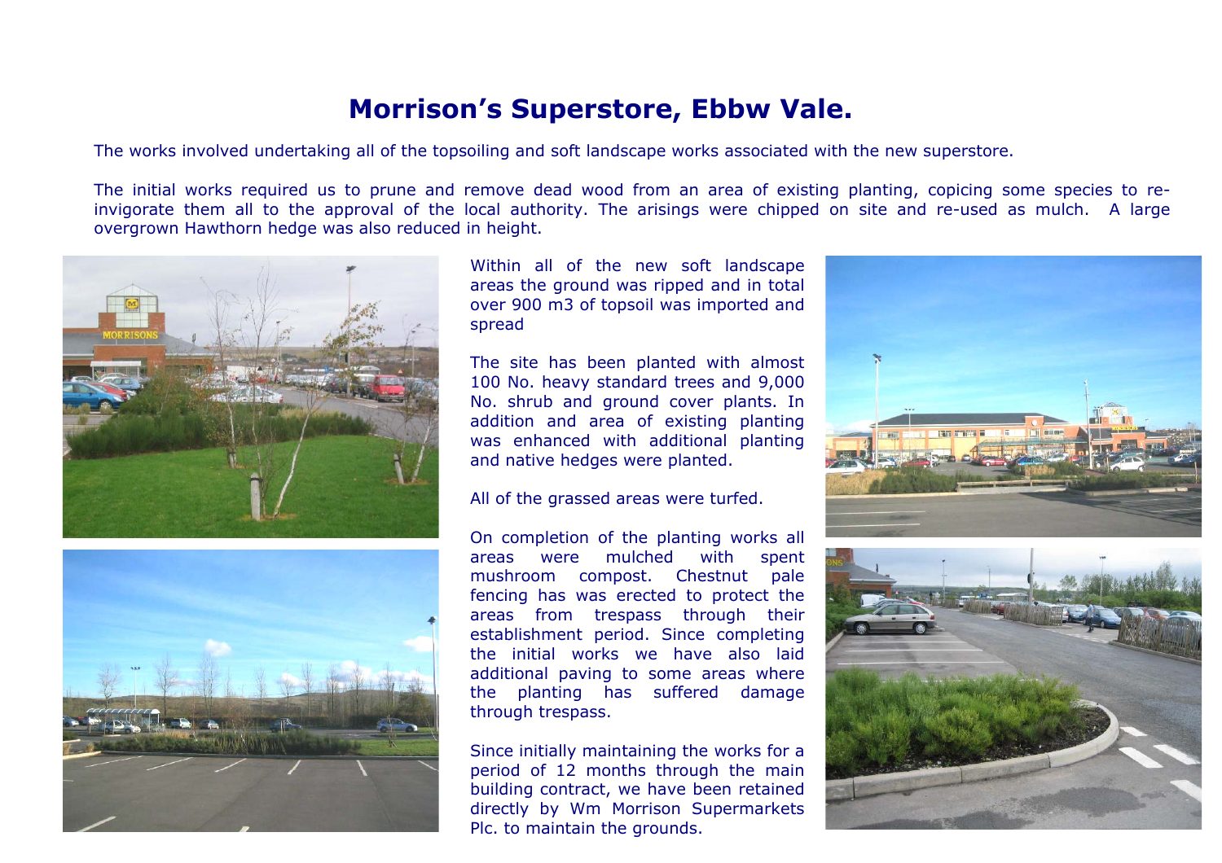# Morrison's Superstore, Ebbw Vale.

The works involved undertaking all of the topsoiling and soft landscape works associated with the new superstore.

The initial works required us to prune and remove dead wood from an area of existing planting, copicing some species to re-invigorate them all to the approval of the local authority. The arisings were chipped on site and re-used as mulch. A large overgrown Hawthorn hedge was also reduced in height.

Within all of the new soft landscape areas the ground was ripped and in total over 900 m3 of topsoil was imported and spread

The site has been planted with almost 100 No. heavy standard trees and 9,000 No. shrub and ground cover plants. In addition and area of existing planting was enhanced with additional planting and native hedges were planted.

All of the grassed areas were turfed.

On completion of the planting works all areas were mulched with spent mushroom compost. Chestnut pale fencing has was erected to protect the areas from trespass through their establishment period. Since completing the initial works we have also laid additional paving to some areas where the planting has suffered damage through trespass.

Since initially maintaining the works for a period of 12 months through the main building contract, we have been retained directly by Wm Morrison Supermarkets Plc. to maintain the grounds.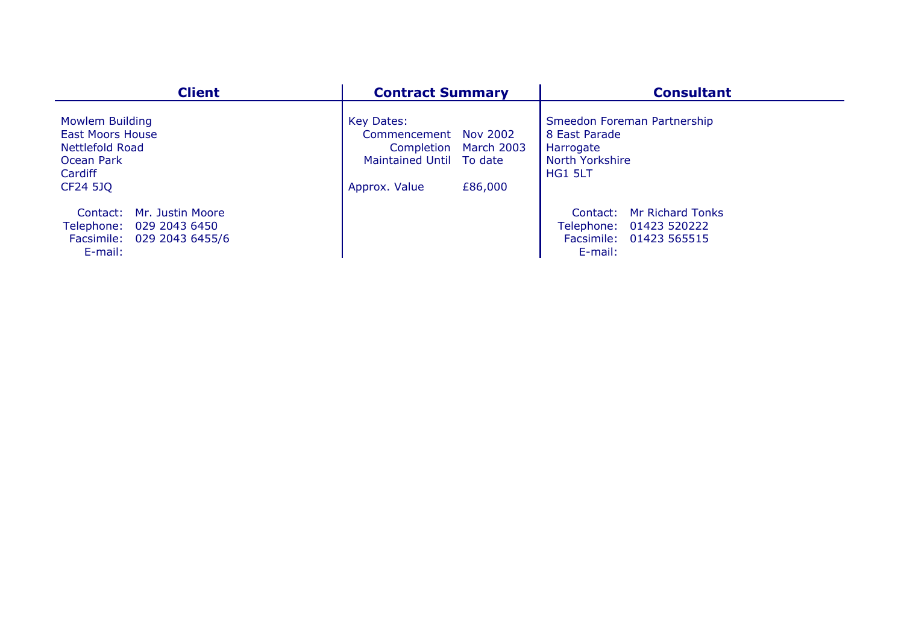| Client | Contract Summary | Consultant |
|---|---|---|
| Mowlem Building<br>East Moors House<br>Nettlefold Road<br>Ocean Park<br>Cardiff<br>CF24 5JQ | Key Dates:<br>Commencement Nov 2002<br>Completion March 2003<br>Maintained Until To date<br><br>Approx. Value £86,000 | Smeedon Foreman Partnership<br>8 East Parade<br>Harrogate<br>North Yorkshire<br>HG1 5LT |
| Contact: Mr. Justin Moore<br>Telephone: 029 2043 6450<br>Facsimile: 029 2043 6455/6<br>E-mail: | | Contact: Mr Richard Tonks<br>Telephone: 01423 520222<br>Facsimile: 01423 565515<br>E-mail: |